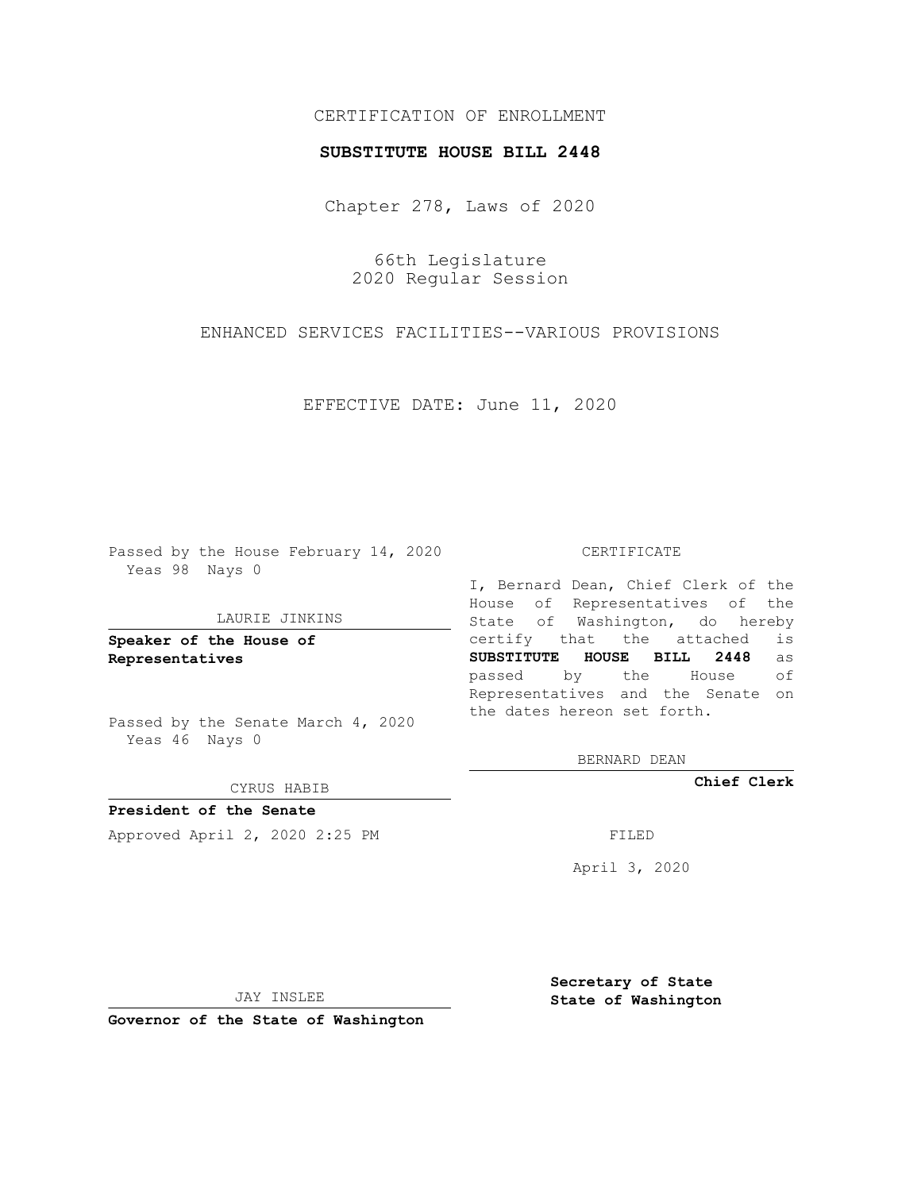CERTIFICATION OF ENROLLMENT

**SUBSTITUTE HOUSE BILL 2448**

Chapter 278, Laws of 2020

66th Legislature
2020 Regular Session

ENHANCED SERVICES FACILITIES--VARIOUS PROVISIONS

EFFECTIVE DATE: June 11, 2020

Passed by the House February 14, 2020
Yeas 98 Nays 0

LAURIE JINKINS

**Speaker of the House of Representatives**

Passed by the Senate March 4, 2020
Yeas 46 Nays 0

CYRUS HABIB

**President of the Senate**

Approved April 2, 2020 2:25 PM

JAY INSLEE

**Governor of the State of Washington**

CERTIFICATE

I, Bernard Dean, Chief Clerk of the House of Representatives of the State of Washington, do hereby certify that the attached is **SUBSTITUTE HOUSE BILL 2448** as passed by the House of Representatives and the Senate on the dates hereon set forth.

BERNARD DEAN

**Chief Clerk**

FILED

April 3, 2020

**Secretary of State**
**State of Washington**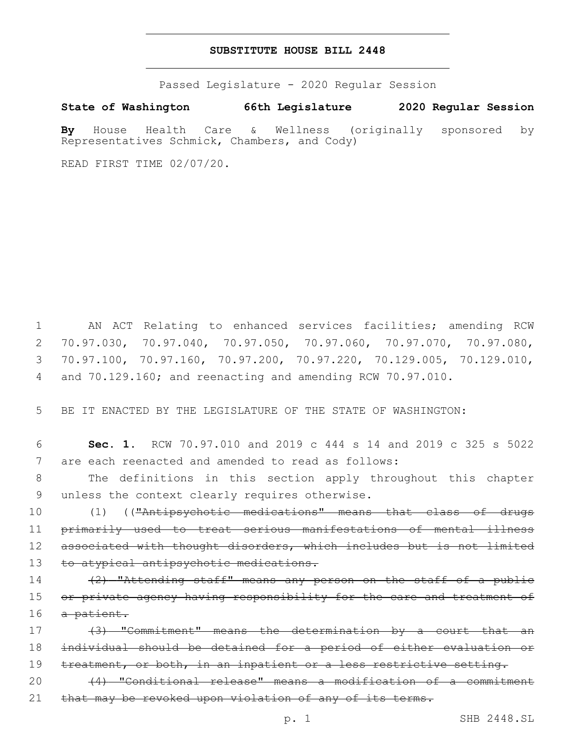# SUBSTITUTE HOUSE BILL 2448

Passed Legislature - 2020 Regular Session

**State of Washington 66th Legislature 2020 Regular Session**

**By** House Health Care & Wellness (originally sponsored by Representatives Schmick, Chambers, and Cody)

READ FIRST TIME 02/07/20.

AN ACT Relating to enhanced services facilities; amending RCW 70.97.030, 70.97.040, 70.97.050, 70.97.060, 70.97.070, 70.97.080, 70.97.100, 70.97.160, 70.97.200, 70.97.220, 70.129.005, 70.129.010, and 70.129.160; and reenacting and amending RCW 70.97.010.

BE IT ENACTED BY THE LEGISLATURE OF THE STATE OF WASHINGTON:

**Sec. 1.** RCW 70.97.010 and 2019 c 444 s 14 and 2019 c 325 s 5022 are each reenacted and amended to read as follows:

The definitions in this section apply throughout this chapter unless the context clearly requires otherwise.

(1) ((~~"Antipsychotic medications" means that class of drugs primarily used to treat serious manifestations of mental illness associated with thought disorders, which includes but is not limited to atypical antipsychotic medications.~~

~~(2) "Attending staff" means any person on the staff of a public or private agency having responsibility for the care and treatment of a patient.~~

~~(3) "Commitment" means the determination by a court that an individual should be detained for a period of either evaluation or treatment, or both, in an inpatient or a less restrictive setting.~~

~~(4) "Conditional release" means a modification of a commitment that may be revoked upon violation of any of its terms.~~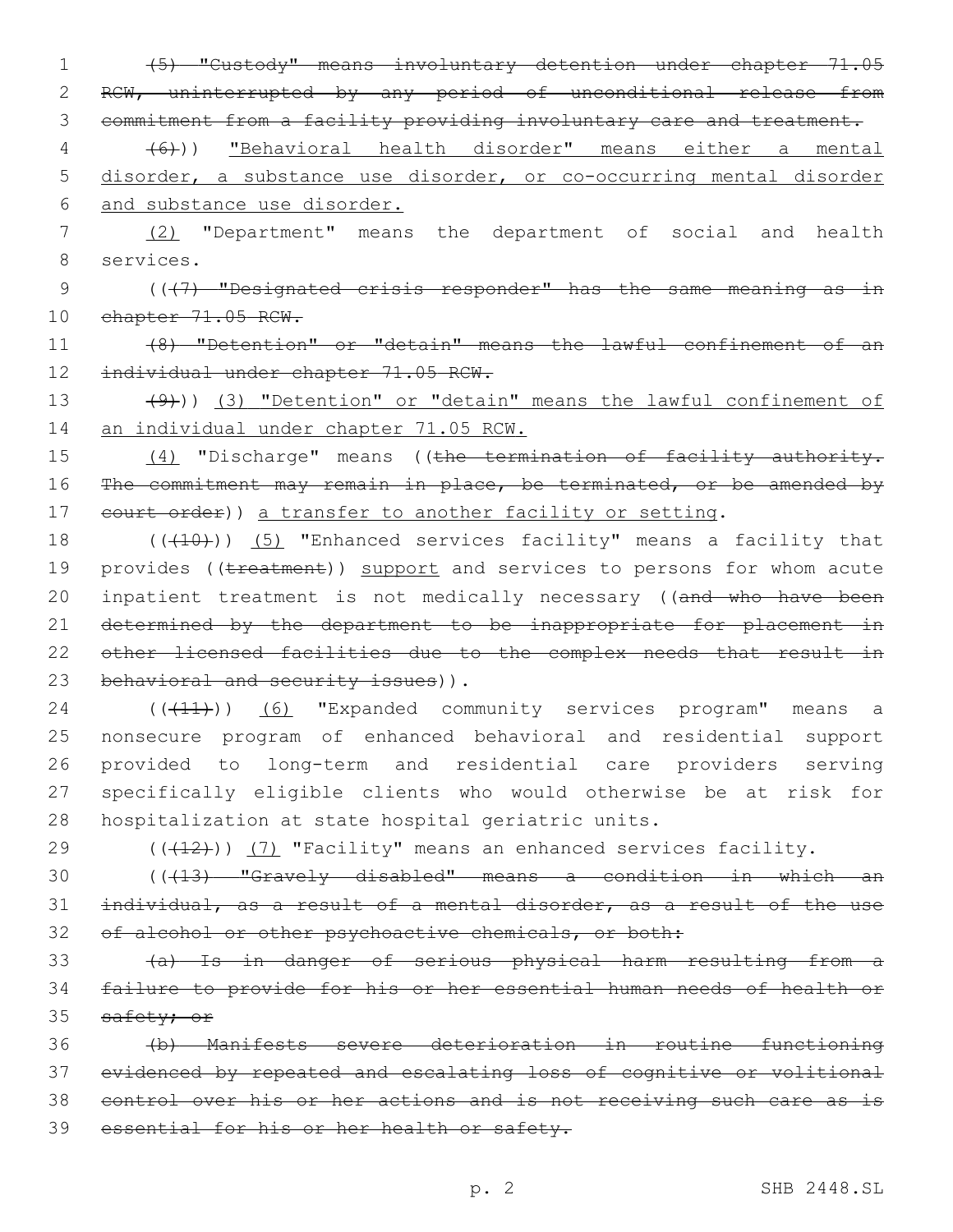~~(5) "Custody" means involuntary detention under chapter 71.05 RCW, uninterrupted by any period of unconditional release from commitment from a facility providing involuntary care and treatment.~~

~~(6)~~)) "Behavioral health disorder" means either a mental disorder, a substance use disorder, or co-occurring mental disorder and substance use disorder.

(2) "Department" means the department of social and health services.

((~~(7) "Designated crisis responder" has the same meaning as in chapter 71.05 RCW.~~

~~(8) "Detention" or "detain" means the lawful confinement of an individual under chapter 71.05 RCW.~~

~~(9)~~)) (3) "Detention" or "detain" means the lawful confinement of an individual under chapter 71.05 RCW.

(4) "Discharge" means ((~~the termination of facility authority. The commitment may remain in place, be terminated, or be amended by court order~~)) a transfer to another facility or setting.

((~~(10)~~)) (5) "Enhanced services facility" means a facility that provides ((~~treatment~~)) support and services to persons for whom acute inpatient treatment is not medically necessary ((~~and who have been determined by the department to be inappropriate for placement in other licensed facilities due to the complex needs that result in behavioral and security issues~~)).

((~~(11)~~)) (6) "Expanded community services program" means a nonsecure program of enhanced behavioral and residential support provided to long-term and residential care providers serving specifically eligible clients who would otherwise be at risk for hospitalization at state hospital geriatric units.

((~~(12)~~)) (7) "Facility" means an enhanced services facility.

((~~(13) "Gravely disabled" means a condition in which an individual, as a result of a mental disorder, as a result of the use of alcohol or other psychoactive chemicals, or both:~~

~~(a) Is in danger of serious physical harm resulting from a failure to provide for his or her essential human needs of health or safety; or~~

~~(b) Manifests severe deterioration in routine functioning evidenced by repeated and escalating loss of cognitive or volitional control over his or her actions and is not receiving such care as is essential for his or her health or safety.~~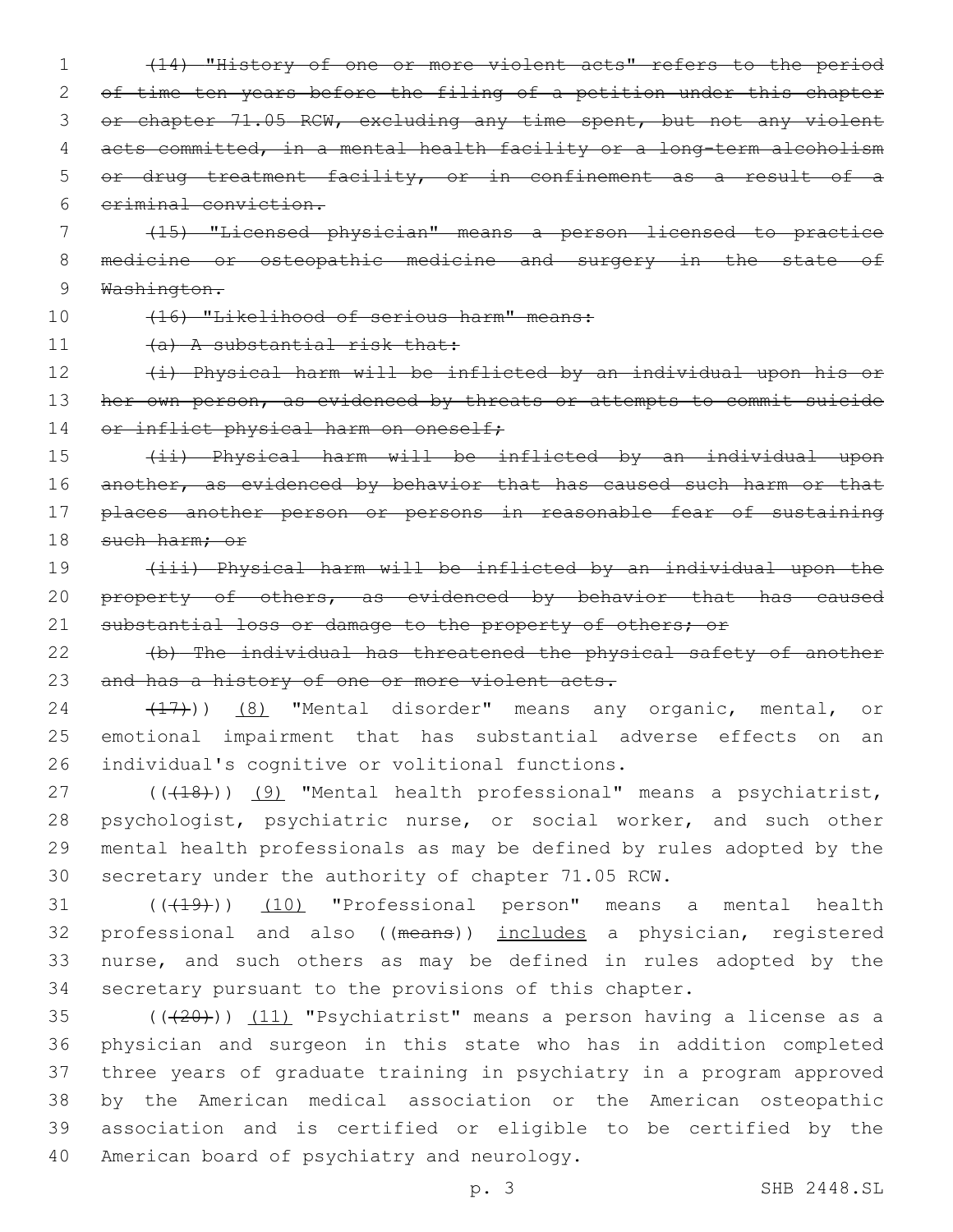~~(14) "History of one or more violent acts" refers to the period of time ten years before the filing of a petition under this chapter or chapter 71.05 RCW, excluding any time spent, but not any violent acts committed, in a mental health facility or a long-term alcoholism or drug treatment facility, or in confinement as a result of a criminal conviction.~~

~~(15) "Licensed physician" means a person licensed to practice medicine or osteopathic medicine and surgery in the state of Washington.~~

~~(16) "Likelihood of serious harm" means:~~

~~(a) A substantial risk that:~~

~~(i) Physical harm will be inflicted by an individual upon his or her own person, as evidenced by threats or attempts to commit suicide or inflict physical harm on oneself;~~

~~(ii) Physical harm will be inflicted by an individual upon another, as evidenced by behavior that has caused such harm or that places another person or persons in reasonable fear of sustaining such harm; or~~

~~(iii) Physical harm will be inflicted by an individual upon the property of others, as evidenced by behavior that has caused substantial loss or damage to the property of others; or~~

~~(b) The individual has threatened the physical safety of another and has a history of one or more violent acts.~~

~~(17)~~)) <u>(8)</u> "Mental disorder" means any organic, mental, or emotional impairment that has substantial adverse effects on an individual's cognitive or volitional functions.

((~~(18)~~)) <u>(9)</u> "Mental health professional" means a psychiatrist, psychologist, psychiatric nurse, or social worker, and such other mental health professionals as may be defined by rules adopted by the secretary under the authority of chapter 71.05 RCW.

((~~(19)~~)) <u>(10)</u> "Professional person" means a mental health professional and also ((~~means~~)) <u>includes</u> a physician, registered nurse, and such others as may be defined in rules adopted by the secretary pursuant to the provisions of this chapter.

((~~(20)~~)) <u>(11)</u> "Psychiatrist" means a person having a license as a physician and surgeon in this state who has in addition completed three years of graduate training in psychiatry in a program approved by the American medical association or the American osteopathic association and is certified or eligible to be certified by the American board of psychiatry and neurology.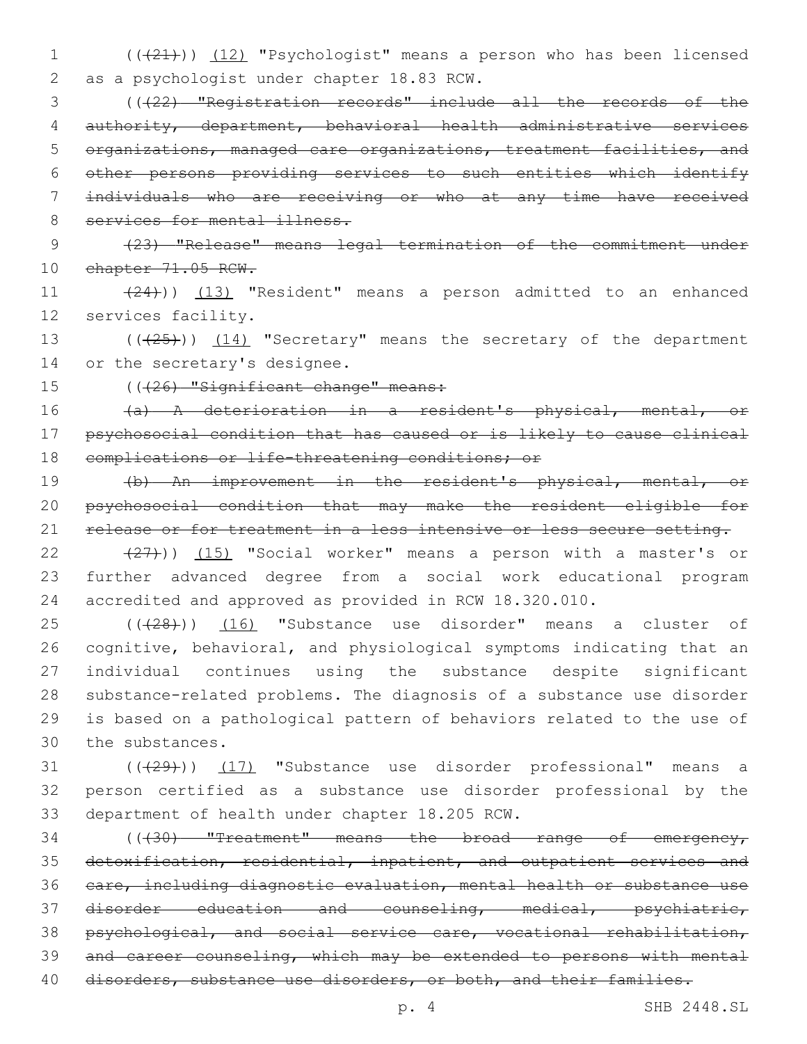(((21))) (12) "Psychologist" means a person who has been licensed as a psychologist under chapter 18.83 RCW.

(((22) "Registration records" include all the records of the authority, department, behavioral health administrative services organizations, managed care organizations, treatment facilities, and other persons providing services to such entities which identify individuals who are receiving or who at any time have received services for mental illness.

(23) "Release" means legal termination of the commitment under chapter 71.05 RCW.

(24))) (13) "Resident" means a person admitted to an enhanced services facility.

(((25))) (14) "Secretary" means the secretary of the department or the secretary's designee.

(((26) "Significant change" means:

(a) A deterioration in a resident's physical, mental, or psychosocial condition that has caused or is likely to cause clinical complications or life-threatening conditions; or

(b) An improvement in the resident's physical, mental, or psychosocial condition that may make the resident eligible for release or for treatment in a less intensive or less secure setting.

(27))) (15) "Social worker" means a person with a master's or further advanced degree from a social work educational program accredited and approved as provided in RCW 18.320.010.

(((28))) (16) "Substance use disorder" means a cluster of cognitive, behavioral, and physiological symptoms indicating that an individual continues using the substance despite significant substance-related problems. The diagnosis of a substance use disorder is based on a pathological pattern of behaviors related to the use of the substances.

(((29))) (17) "Substance use disorder professional" means a person certified as a substance use disorder professional by the department of health under chapter 18.205 RCW.

(((30) "Treatment" means the broad range of emergency, detoxification, residential, inpatient, and outpatient services and care, including diagnostic evaluation, mental health or substance use disorder education and counseling, medical, psychiatric, psychological, and social service care, vocational rehabilitation, and career counseling, which may be extended to persons with mental disorders, substance use disorders, or both, and their families.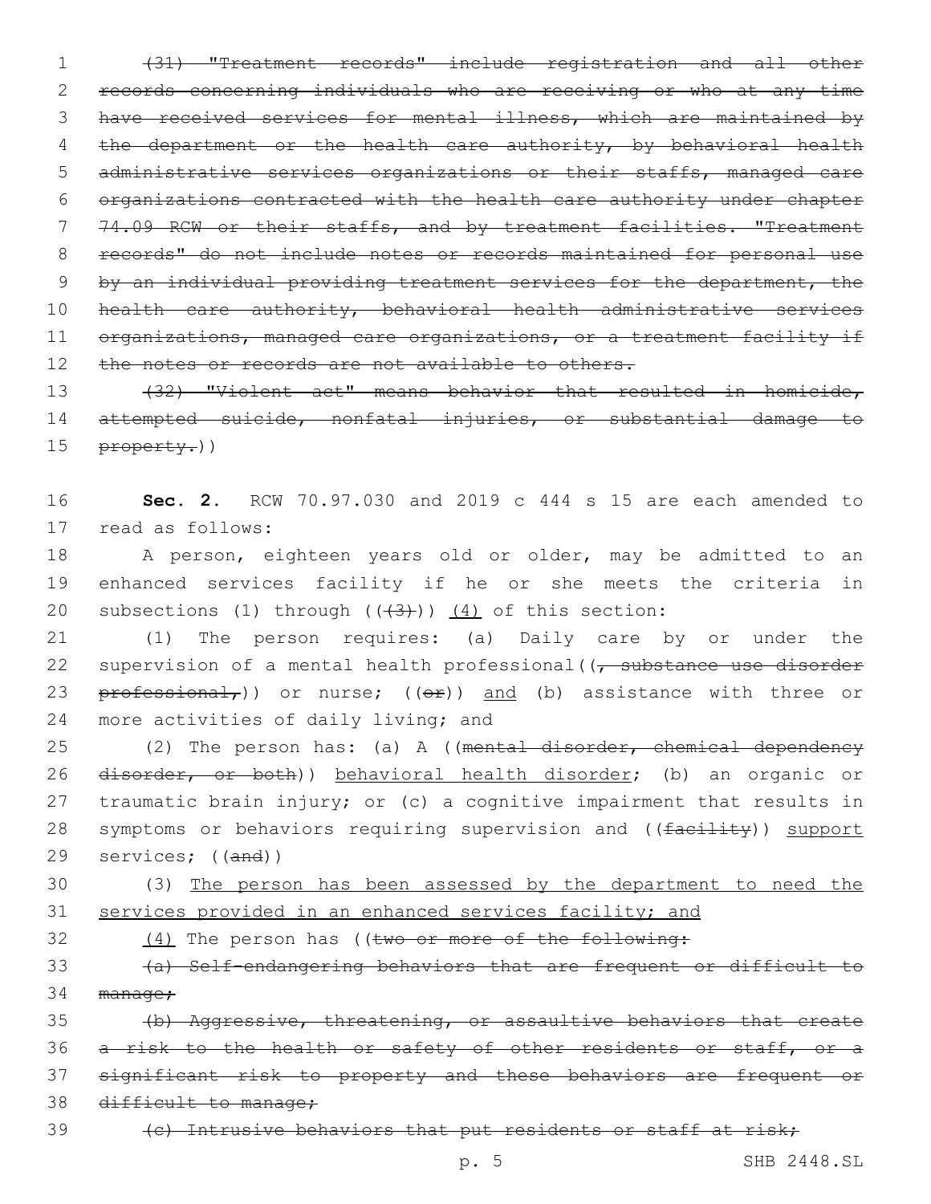(31) "Treatment records" include registration and all other records concerning individuals who are receiving or who at any time have received services for mental illness, which are maintained by the department or the health care authority, by behavioral health administrative services organizations or their staffs, managed care organizations contracted with the health care authority under chapter 74.09 RCW or their staffs, and by treatment facilities. "Treatment records" do not include notes or records maintained for personal use by an individual providing treatment services for the department, the health care authority, behavioral health administrative services organizations, managed care organizations, or a treatment facility if the notes or records are not available to others.

(32) "Violent act" means behavior that resulted in homicide, attempted suicide, nonfatal injuries, or substantial damage to property.))

**Sec. 2.** RCW 70.97.030 and 2019 c 444 s 15 are each amended to read as follows:

A person, eighteen years old or older, may be admitted to an enhanced services facility if he or she meets the criteria in subsections (1) through ((~~(3)~~)) <u>(4)</u> of this section:

(1) The person requires: (a) Daily care by or under the supervision of a mental health professional((~~, substance use disorder professional,~~)) or nurse; ((~~or~~)) <u>and</u> (b) assistance with three or more activities of daily living; and

(2) The person has: (a) A ((~~mental disorder, chemical dependency disorder, or both~~)) <u>behavioral health disorder</u>; (b) an organic or traumatic brain injury; or (c) a cognitive impairment that results in symptoms or behaviors requiring supervision and ((~~facility~~)) <u>support</u> services; ((~~and~~))

(3) <u>The person has been assessed by the department to need the services provided in an enhanced services facility; and</u>

<u>(4)</u> The person has ((~~two or more of the following:~~

~~(a) Self-endangering behaviors that are frequent or difficult to manage;~~

~~(b) Aggressive, threatening, or assaultive behaviors that create a risk to the health or safety of other residents or staff, or a significant risk to property and these behaviors are frequent or difficult to manage;~~

~~(c) Intrusive behaviors that put residents or staff at risk;~~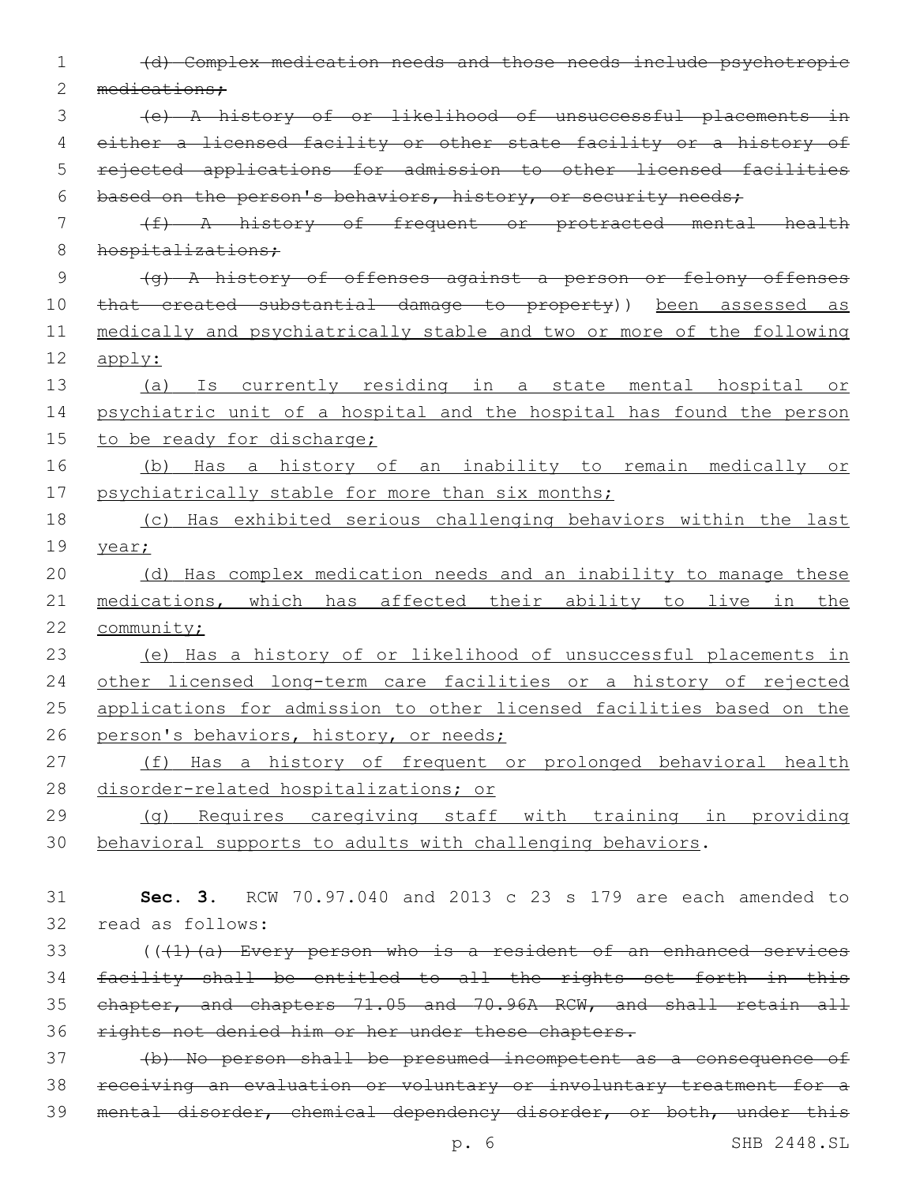~~(d) Complex medication needs and those needs include psychotropic medications;~~

~~(e) A history of or likelihood of unsuccessful placements in either a licensed facility or other state facility or a history of rejected applications for admission to other licensed facilities based on the person's behaviors, history, or security needs;~~

~~(f) A history of frequent or protracted mental health hospitalizations;~~

~~(g) A history of offenses against a person or felony offenses that created substantial damage to property~~)) <u>been assessed as medically and psychiatrically stable and two or more of the following apply:</u>

<u>(a) Is currently residing in a state mental hospital or psychiatric unit of a hospital and the hospital has found the person to be ready for discharge;</u>

<u>(b) Has a history of an inability to remain medically or psychiatrically stable for more than six months;</u>

<u>(c) Has exhibited serious challenging behaviors within the last year;</u>

<u>(d) Has complex medication needs and an inability to manage these medications, which has affected their ability to live in the community;</u>

<u>(e) Has a history of or likelihood of unsuccessful placements in other licensed long-term care facilities or a history of rejected applications for admission to other licensed facilities based on the person's behaviors, history, or needs;</u>

<u>(f) Has a history of frequent or prolonged behavioral health disorder-related hospitalizations; or</u>

<u>(g) Requires caregiving staff with training in providing behavioral supports to adults with challenging behaviors</u>.

**Sec. 3.** RCW 70.97.040 and 2013 c 23 s 179 are each amended to read as follows:

((~~(1)(a) Every person who is a resident of an enhanced services facility shall be entitled to all the rights set forth in this chapter, and chapters 71.05 and 70.96A RCW, and shall retain all rights not denied him or her under these chapters.~~

~~(b) No person shall be presumed incompetent as a consequence of receiving an evaluation or voluntary or involuntary treatment for a mental disorder, chemical dependency disorder, or both, under this~~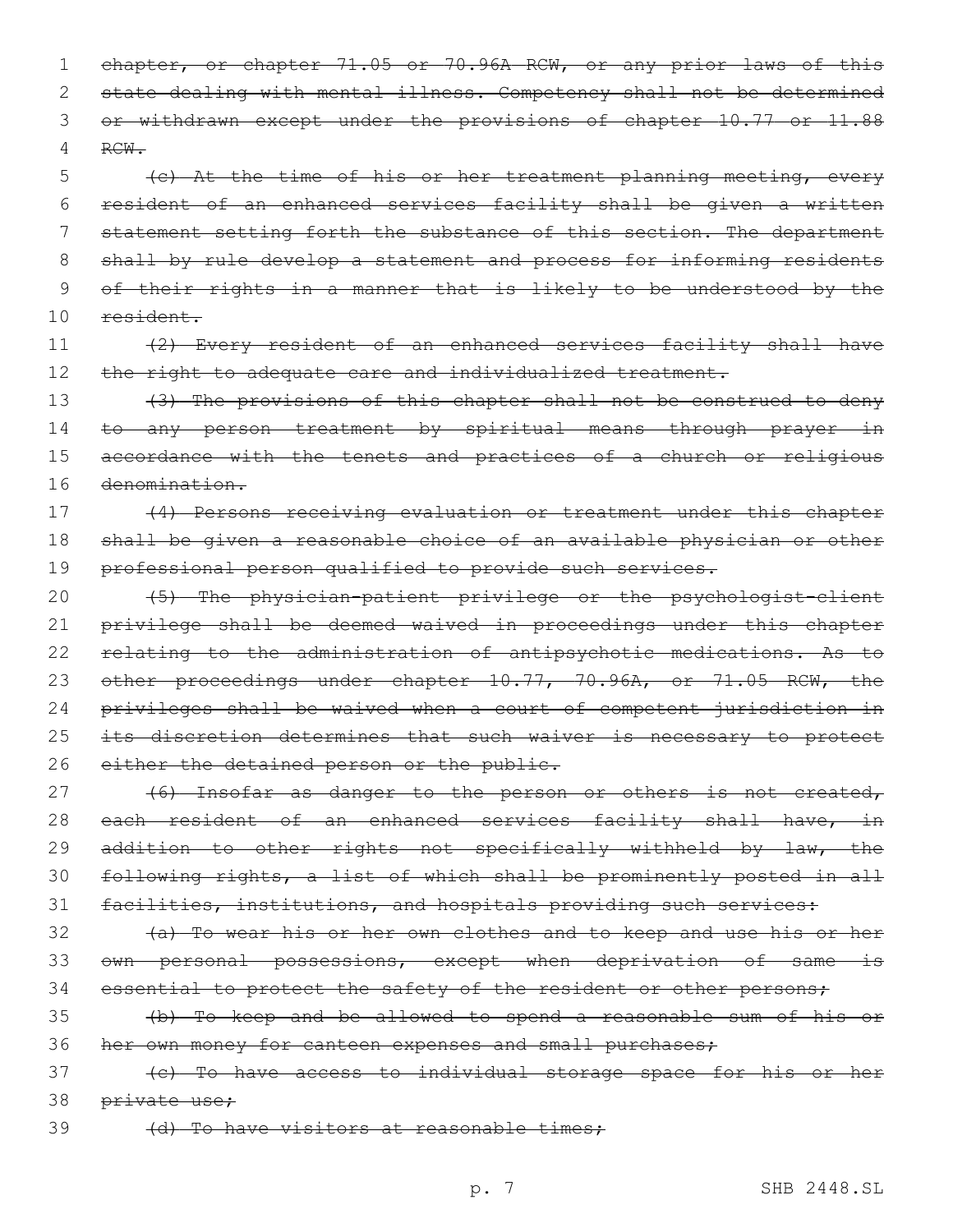~~chapter, or chapter 71.05 or 70.96A RCW, or any prior laws of this state dealing with mental illness. Competency shall not be determined or withdrawn except under the provisions of chapter 10.77 or 11.88 RCW.~~

~~(c) At the time of his or her treatment planning meeting, every resident of an enhanced services facility shall be given a written statement setting forth the substance of this section. The department shall by rule develop a statement and process for informing residents of their rights in a manner that is likely to be understood by the resident.~~

~~(2) Every resident of an enhanced services facility shall have the right to adequate care and individualized treatment.~~

~~(3) The provisions of this chapter shall not be construed to deny to any person treatment by spiritual means through prayer in accordance with the tenets and practices of a church or religious denomination.~~

~~(4) Persons receiving evaluation or treatment under this chapter shall be given a reasonable choice of an available physician or other professional person qualified to provide such services.~~

~~(5) The physician-patient privilege or the psychologist-client privilege shall be deemed waived in proceedings under this chapter relating to the administration of antipsychotic medications. As to other proceedings under chapter 10.77, 70.96A, or 71.05 RCW, the privileges shall be waived when a court of competent jurisdiction in its discretion determines that such waiver is necessary to protect either the detained person or the public.~~

~~(6) Insofar as danger to the person or others is not created, each resident of an enhanced services facility shall have, in addition to other rights not specifically withheld by law, the following rights, a list of which shall be prominently posted in all facilities, institutions, and hospitals providing such services:~~

~~(a) To wear his or her own clothes and to keep and use his or her own personal possessions, except when deprivation of same is essential to protect the safety of the resident or other persons;~~

~~(b) To keep and be allowed to spend a reasonable sum of his or her own money for canteen expenses and small purchases;~~

~~(c) To have access to individual storage space for his or her private use;~~

~~(d) To have visitors at reasonable times;~~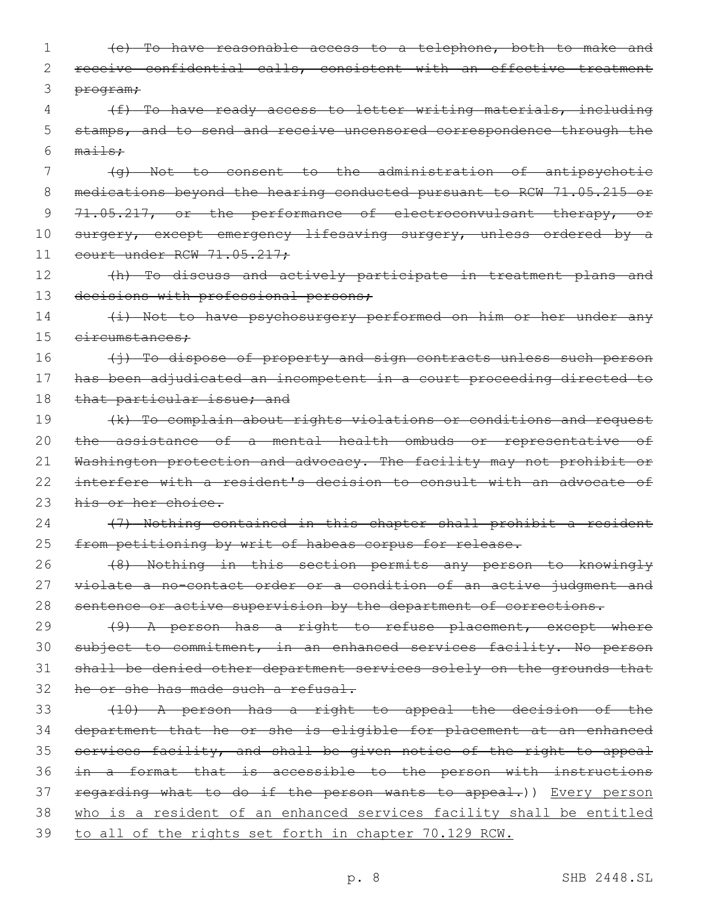~~(e) To have reasonable access to a telephone, both to make and receive confidential calls, consistent with an effective treatment program;~~

~~(f) To have ready access to letter writing materials, including stamps, and to send and receive uncensored correspondence through the mails;~~

~~(g) Not to consent to the administration of antipsychotic medications beyond the hearing conducted pursuant to RCW 71.05.215 or 71.05.217, or the performance of electroconvulsant therapy, or surgery, except emergency lifesaving surgery, unless ordered by a court under RCW 71.05.217;~~

~~(h) To discuss and actively participate in treatment plans and decisions with professional persons;~~

~~(i) Not to have psychosurgery performed on him or her under any circumstances;~~

~~(j) To dispose of property and sign contracts unless such person has been adjudicated an incompetent in a court proceeding directed to that particular issue; and~~

~~(k) To complain about rights violations or conditions and request the assistance of a mental health ombuds or representative of Washington protection and advocacy. The facility may not prohibit or interfere with a resident's decision to consult with an advocate of his or her choice.~~

~~(7) Nothing contained in this chapter shall prohibit a resident from petitioning by writ of habeas corpus for release.~~

~~(8) Nothing in this section permits any person to knowingly violate a no-contact order or a condition of an active judgment and sentence or active supervision by the department of corrections.~~

~~(9) A person has a right to refuse placement, except where subject to commitment, in an enhanced services facility. No person shall be denied other department services solely on the grounds that he or she has made such a refusal.~~

~~(10) A person has a right to appeal the decision of the department that he or she is eligible for placement at an enhanced services facility, and shall be given notice of the right to appeal in a format that is accessible to the person with instructions regarding what to do if the person wants to appeal.~~)) <u>Every person who is a resident of an enhanced services facility shall be entitled to all of the rights set forth in chapter 70.129 RCW.</u>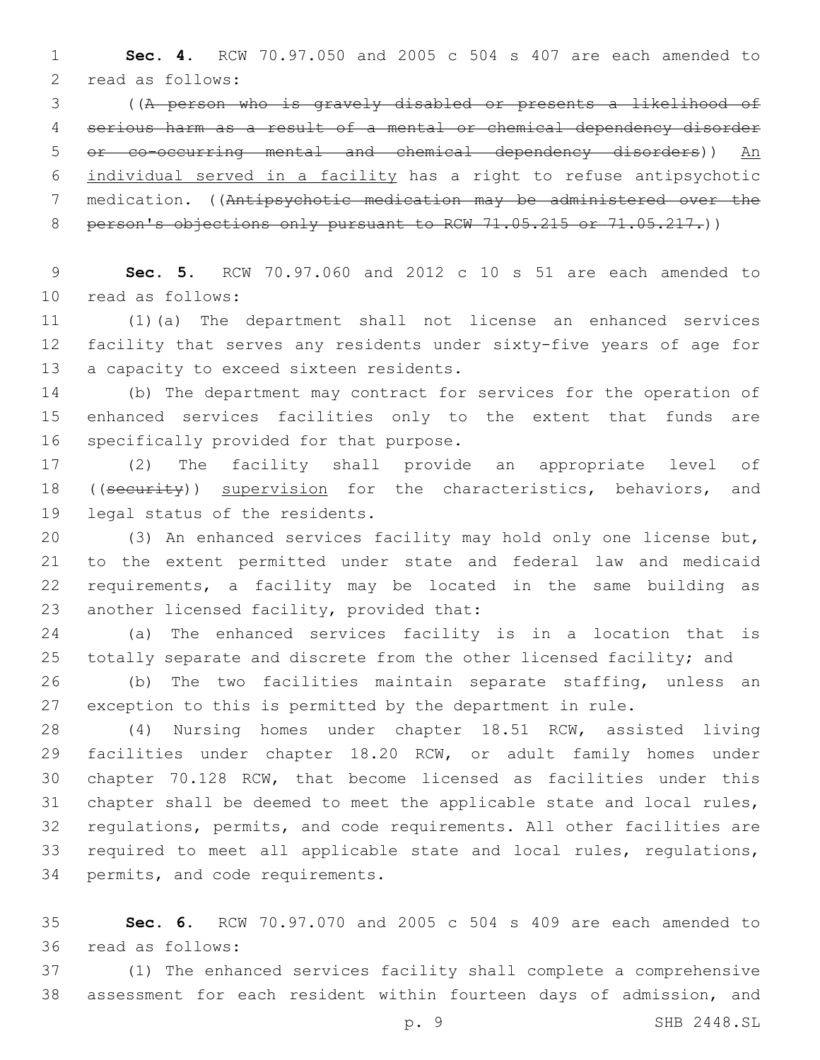**Sec. 4.** RCW 70.97.050 and 2005 c 504 s 407 are each amended to read as follows:

((~~A person who is gravely disabled or presents a likelihood of serious harm as a result of a mental or chemical dependency disorder or co-occurring mental and chemical dependency disorders~~)) An individual served in a facility has a right to refuse antipsychotic medication. ((~~Antipsychotic medication may be administered over the person's objections only pursuant to RCW 71.05.215 or 71.05.217.~~))

**Sec. 5.** RCW 70.97.060 and 2012 c 10 s 51 are each amended to read as follows:

(1)(a) The department shall not license an enhanced services facility that serves any residents under sixty-five years of age for a capacity to exceed sixteen residents.

(b) The department may contract for services for the operation of enhanced services facilities only to the extent that funds are specifically provided for that purpose.

(2) The facility shall provide an appropriate level of ((~~security~~)) supervision for the characteristics, behaviors, and legal status of the residents.

(3) An enhanced services facility may hold only one license but, to the extent permitted under state and federal law and medicaid requirements, a facility may be located in the same building as another licensed facility, provided that:

(a) The enhanced services facility is in a location that is totally separate and discrete from the other licensed facility; and

(b) The two facilities maintain separate staffing, unless an exception to this is permitted by the department in rule.

(4) Nursing homes under chapter 18.51 RCW, assisted living facilities under chapter 18.20 RCW, or adult family homes under chapter 70.128 RCW, that become licensed as facilities under this chapter shall be deemed to meet the applicable state and local rules, regulations, permits, and code requirements. All other facilities are required to meet all applicable state and local rules, regulations, permits, and code requirements.

**Sec. 6.** RCW 70.97.070 and 2005 c 504 s 409 are each amended to read as follows:

(1) The enhanced services facility shall complete a comprehensive assessment for each resident within fourteen days of admission, and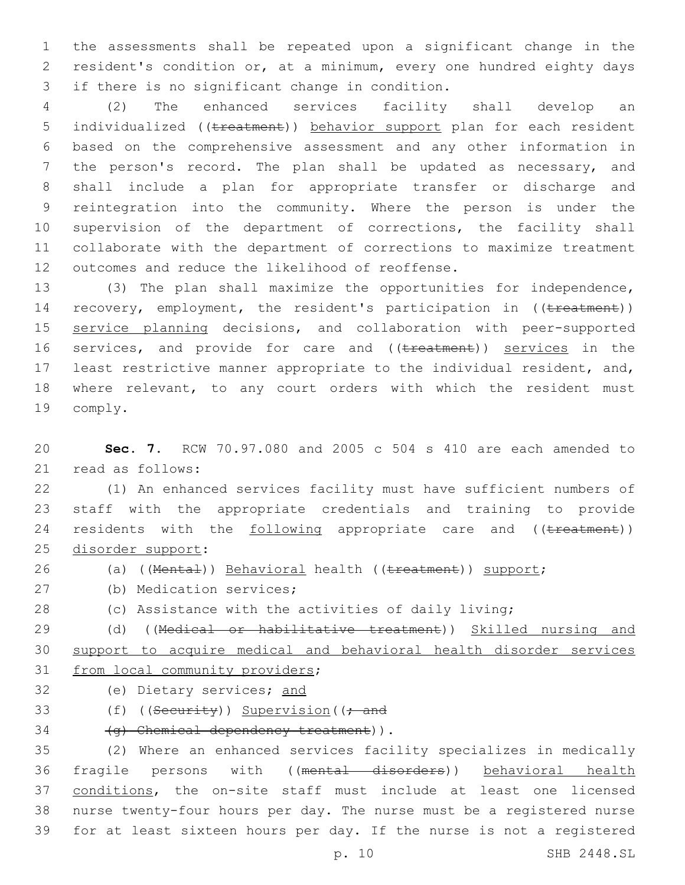the assessments shall be repeated upon a significant change in the resident's condition or, at a minimum, every one hundred eighty days if there is no significant change in condition.

(2) The enhanced services facility shall develop an individualized ((~~treatment~~)) behavior support plan for each resident based on the comprehensive assessment and any other information in the person's record. The plan shall be updated as necessary, and shall include a plan for appropriate transfer or discharge and reintegration into the community. Where the person is under the supervision of the department of corrections, the facility shall collaborate with the department of corrections to maximize treatment outcomes and reduce the likelihood of reoffense.

(3) The plan shall maximize the opportunities for independence, recovery, employment, the resident's participation in ((~~treatment~~)) service planning decisions, and collaboration with peer-supported services, and provide for care and ((~~treatment~~)) services in the least restrictive manner appropriate to the individual resident, and, where relevant, to any court orders with which the resident must comply.

**Sec. 7.** RCW 70.97.080 and 2005 c 504 s 410 are each amended to read as follows:

(1) An enhanced services facility must have sufficient numbers of staff with the appropriate credentials and training to provide residents with the following appropriate care and ((~~treatment~~)) disorder support:

(a) ((~~Mental~~)) Behavioral health ((~~treatment~~)) support;

(b) Medication services;

(c) Assistance with the activities of daily living;

(d) ((~~Medical or habilitative treatment~~)) Skilled nursing and support to acquire medical and behavioral health disorder services from local community providers;

(e) Dietary services; and

(f) ((~~Security~~)) Supervision((~~; and~~

~~(g) Chemical dependency treatment~~)).

(2) Where an enhanced services facility specializes in medically fragile persons with ((~~mental disorders~~)) behavioral health conditions, the on-site staff must include at least one licensed nurse twenty-four hours per day. The nurse must be a registered nurse for at least sixteen hours per day. If the nurse is not a registered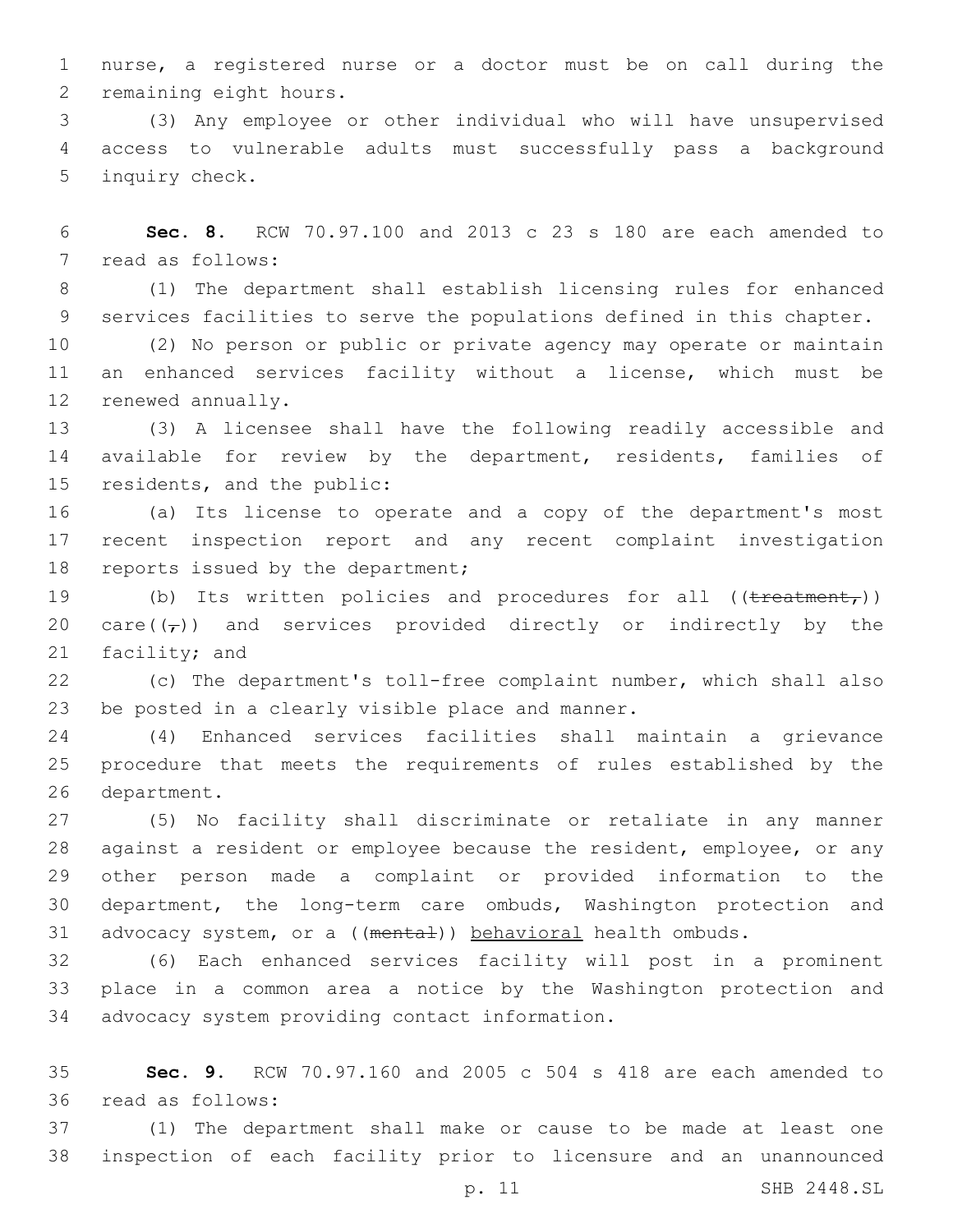nurse, a registered nurse or a doctor must be on call during the remaining eight hours.

(3) Any employee or other individual who will have unsupervised access to vulnerable adults must successfully pass a background inquiry check.

**Sec. 8.** RCW 70.97.100 and 2013 c 23 s 180 are each amended to read as follows:

(1) The department shall establish licensing rules for enhanced services facilities to serve the populations defined in this chapter.

(2) No person or public or private agency may operate or maintain an enhanced services facility without a license, which must be renewed annually.

(3) A licensee shall have the following readily accessible and available for review by the department, residents, families of residents, and the public:

(a) Its license to operate and a copy of the department's most recent inspection report and any recent complaint investigation reports issued by the department;

(b) Its written policies and procedures for all ((~~treatment,~~)) care((~~,~~)) and services provided directly or indirectly by the facility; and

(c) The department's toll-free complaint number, which shall also be posted in a clearly visible place and manner.

(4) Enhanced services facilities shall maintain a grievance procedure that meets the requirements of rules established by the department.

(5) No facility shall discriminate or retaliate in any manner against a resident or employee because the resident, employee, or any other person made a complaint or provided information to the department, the long-term care ombuds, Washington protection and advocacy system, or a ((~~mental~~)) <u>behavioral</u> health ombuds.

(6) Each enhanced services facility will post in a prominent place in a common area a notice by the Washington protection and advocacy system providing contact information.

**Sec. 9.** RCW 70.97.160 and 2005 c 504 s 418 are each amended to read as follows:

(1) The department shall make or cause to be made at least one inspection of each facility prior to licensure and an unannounced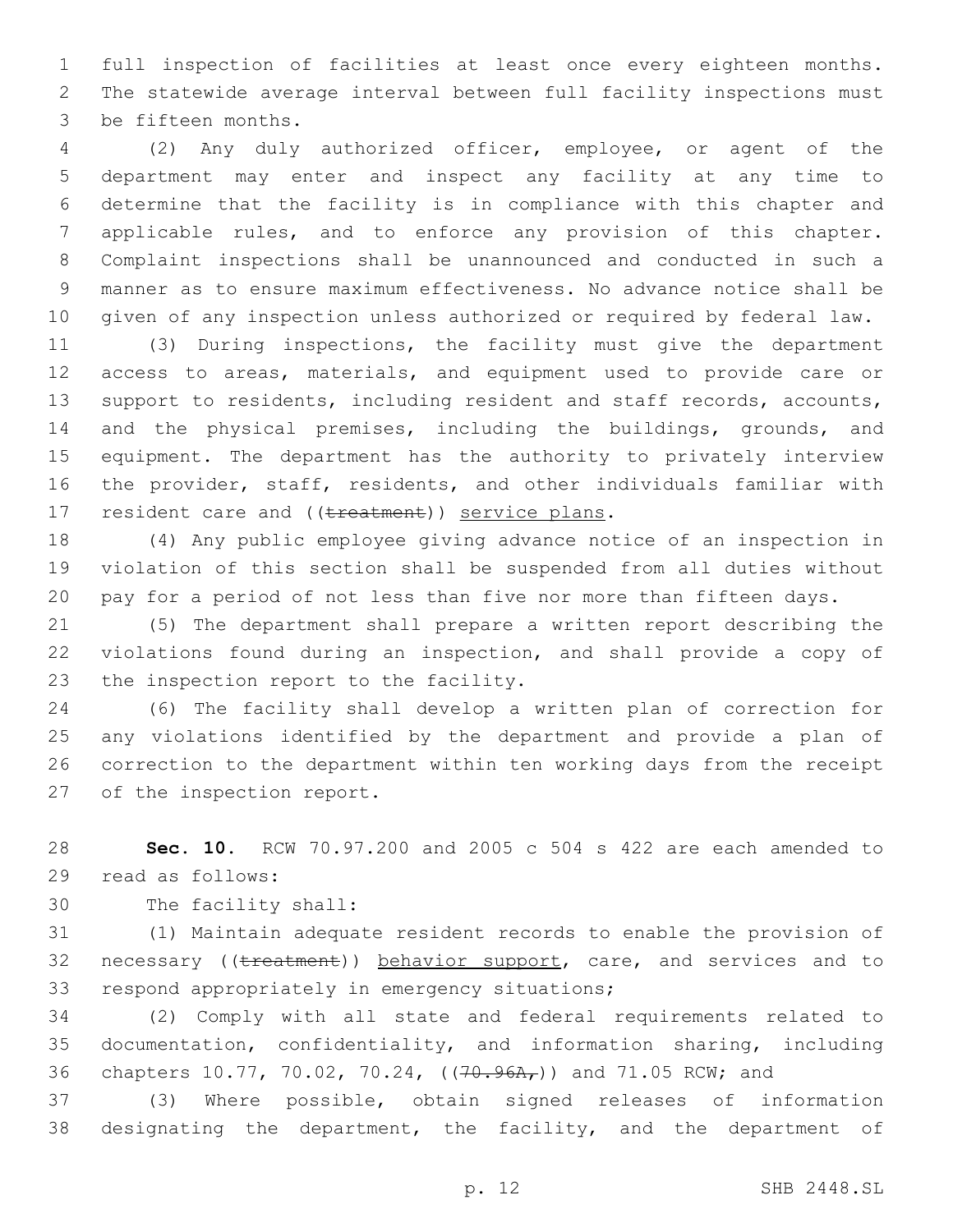full inspection of facilities at least once every eighteen months. The statewide average interval between full facility inspections must be fifteen months.

(2) Any duly authorized officer, employee, or agent of the department may enter and inspect any facility at any time to determine that the facility is in compliance with this chapter and applicable rules, and to enforce any provision of this chapter. Complaint inspections shall be unannounced and conducted in such a manner as to ensure maximum effectiveness. No advance notice shall be given of any inspection unless authorized or required by federal law.

(3) During inspections, the facility must give the department access to areas, materials, and equipment used to provide care or support to residents, including resident and staff records, accounts, and the physical premises, including the buildings, grounds, and equipment. The department has the authority to privately interview the provider, staff, residents, and other individuals familiar with resident care and ((~~treatment~~)) <u>service plans</u>.

(4) Any public employee giving advance notice of an inspection in violation of this section shall be suspended from all duties without pay for a period of not less than five nor more than fifteen days.

(5) The department shall prepare a written report describing the violations found during an inspection, and shall provide a copy of the inspection report to the facility.

(6) The facility shall develop a written plan of correction for any violations identified by the department and provide a plan of correction to the department within ten working days from the receipt of the inspection report.

**Sec. 10.** RCW 70.97.200 and 2005 c 504 s 422 are each amended to read as follows:

The facility shall:

(1) Maintain adequate resident records to enable the provision of necessary ((~~treatment~~)) <u>behavior support</u>, care, and services and to respond appropriately in emergency situations;

(2) Comply with all state and federal requirements related to documentation, confidentiality, and information sharing, including chapters 10.77, 70.02, 70.24, ((~~70.96A,~~)) and 71.05 RCW; and

(3) Where possible, obtain signed releases of information designating the department, the facility, and the department of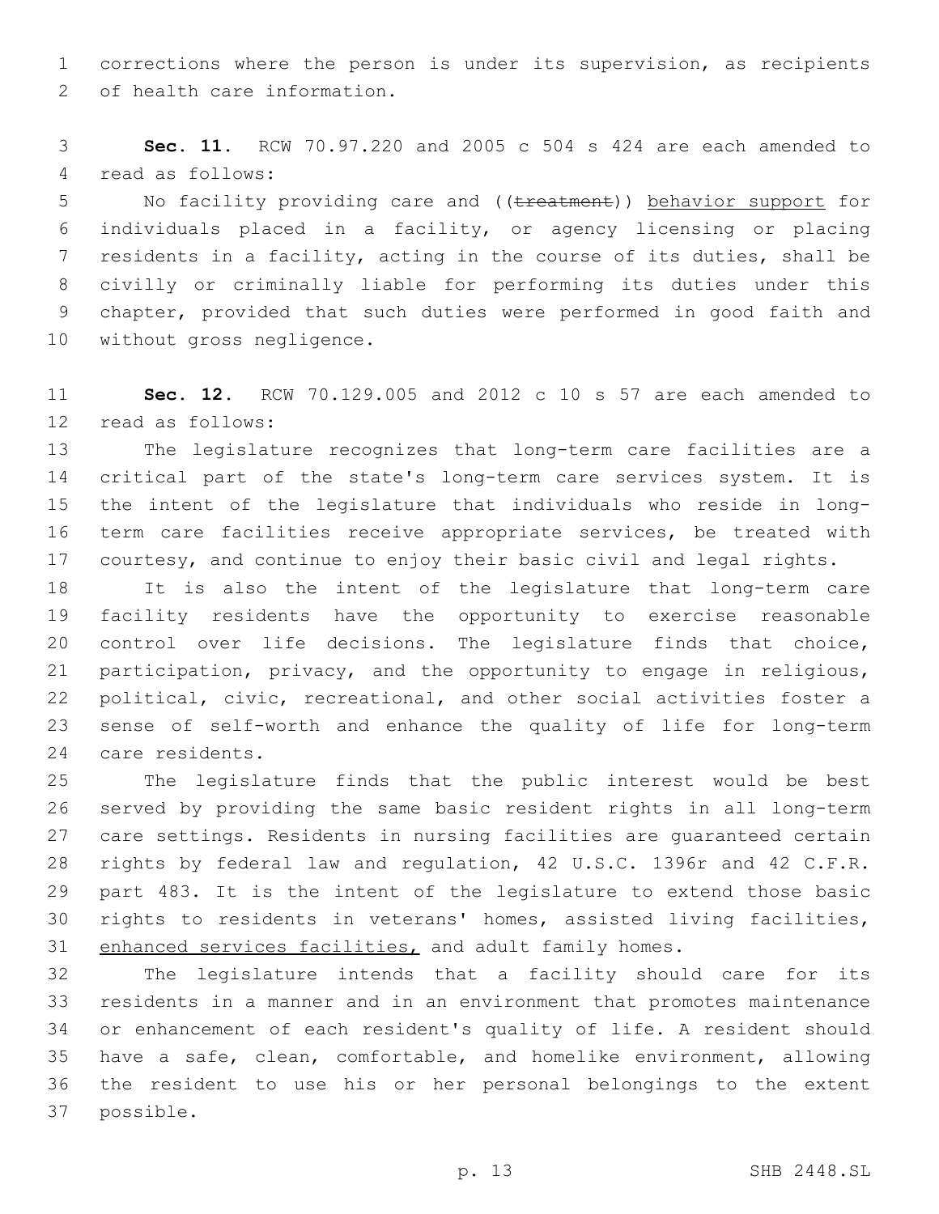corrections where the person is under its supervision, as recipients of health care information.

**Sec. 11.** RCW 70.97.220 and 2005 c 504 s 424 are each amended to read as follows:

No facility providing care and ((~~treatment~~)) <u>behavior support</u> for individuals placed in a facility, or agency licensing or placing residents in a facility, acting in the course of its duties, shall be civilly or criminally liable for performing its duties under this chapter, provided that such duties were performed in good faith and without gross negligence.

**Sec. 12.** RCW 70.129.005 and 2012 c 10 s 57 are each amended to read as follows:

The legislature recognizes that long-term care facilities are a critical part of the state's long-term care services system. It is the intent of the legislature that individuals who reside in long-term care facilities receive appropriate services, be treated with courtesy, and continue to enjoy their basic civil and legal rights.

It is also the intent of the legislature that long-term care facility residents have the opportunity to exercise reasonable control over life decisions. The legislature finds that choice, participation, privacy, and the opportunity to engage in religious, political, civic, recreational, and other social activities foster a sense of self-worth and enhance the quality of life for long-term care residents.

The legislature finds that the public interest would be best served by providing the same basic resident rights in all long-term care settings. Residents in nursing facilities are guaranteed certain rights by federal law and regulation, 42 U.S.C. 1396r and 42 C.F.R. part 483. It is the intent of the legislature to extend those basic rights to residents in veterans' homes, assisted living facilities, <u>enhanced services facilities,</u> and adult family homes.

The legislature intends that a facility should care for its residents in a manner and in an environment that promotes maintenance or enhancement of each resident's quality of life. A resident should have a safe, clean, comfortable, and homelike environment, allowing the resident to use his or her personal belongings to the extent possible.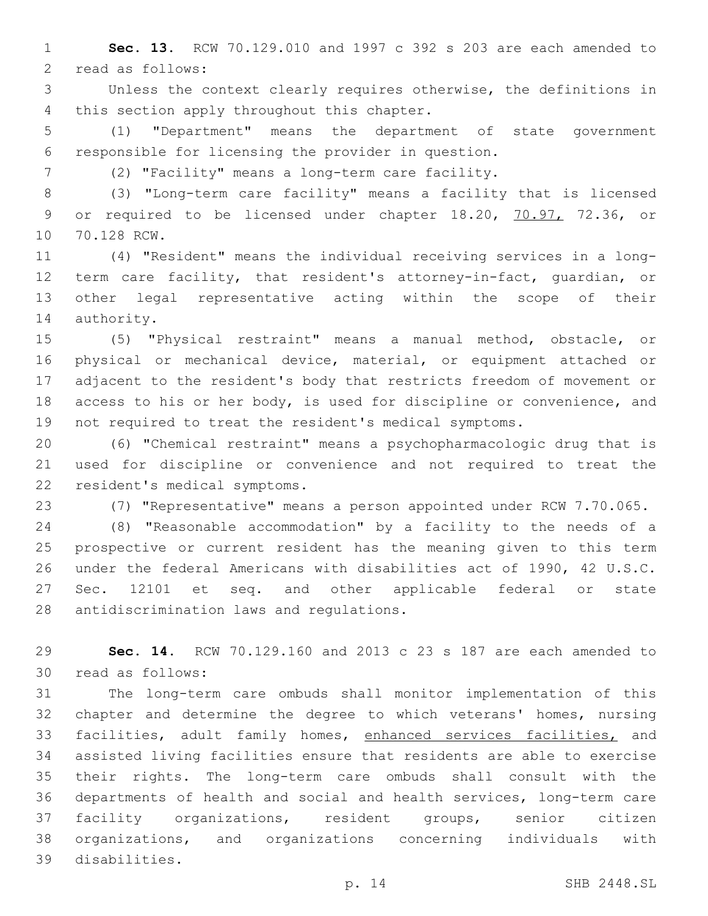**Sec. 13.** RCW 70.129.010 and 1997 c 392 s 203 are each amended to read as follows:

Unless the context clearly requires otherwise, the definitions in this section apply throughout this chapter.

(1) "Department" means the department of state government responsible for licensing the provider in question.

(2) "Facility" means a long-term care facility.

(3) "Long-term care facility" means a facility that is licensed or required to be licensed under chapter 18.20, 70.97, 72.36, or 70.128 RCW.

(4) "Resident" means the individual receiving services in a long-term care facility, that resident's attorney-in-fact, guardian, or other legal representative acting within the scope of their authority.

(5) "Physical restraint" means a manual method, obstacle, or physical or mechanical device, material, or equipment attached or adjacent to the resident's body that restricts freedom of movement or access to his or her body, is used for discipline or convenience, and not required to treat the resident's medical symptoms.

(6) "Chemical restraint" means a psychopharmacologic drug that is used for discipline or convenience and not required to treat the resident's medical symptoms.

(7) "Representative" means a person appointed under RCW 7.70.065.

(8) "Reasonable accommodation" by a facility to the needs of a prospective or current resident has the meaning given to this term under the federal Americans with disabilities act of 1990, 42 U.S.C. Sec. 12101 et seq. and other applicable federal or state antidiscrimination laws and regulations.

**Sec. 14.** RCW 70.129.160 and 2013 c 23 s 187 are each amended to read as follows:

The long-term care ombuds shall monitor implementation of this chapter and determine the degree to which veterans' homes, nursing facilities, adult family homes, enhanced services facilities, and assisted living facilities ensure that residents are able to exercise their rights. The long-term care ombuds shall consult with the departments of health and social and health services, long-term care facility organizations, resident groups, senior citizen organizations, and organizations concerning individuals with disabilities.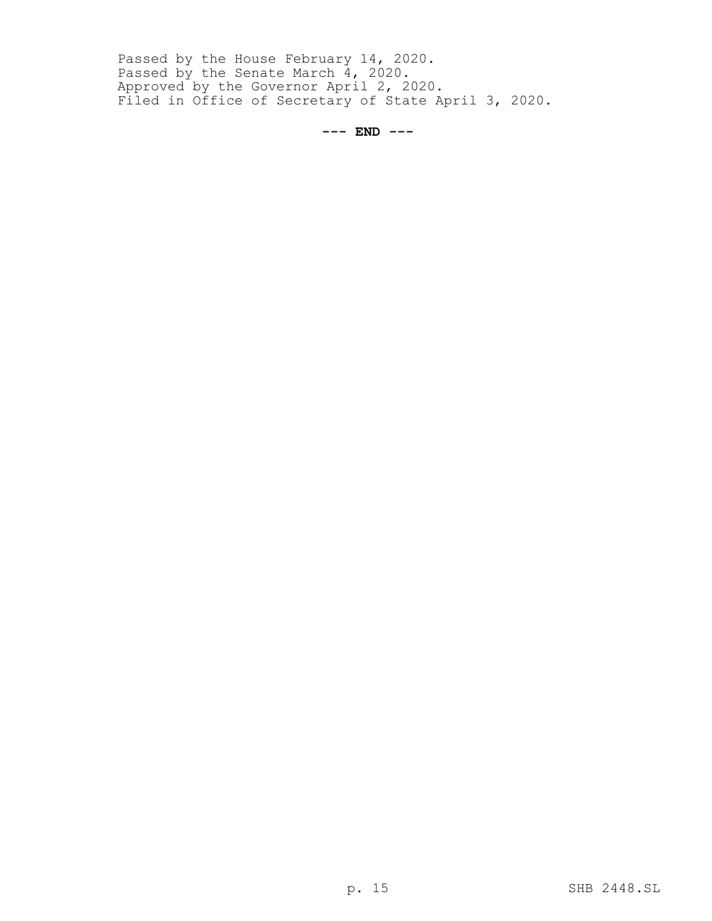Passed by the House February 14, 2020.
Passed by the Senate March 4, 2020.
Approved by the Governor April 2, 2020.
Filed in Office of Secretary of State April 3, 2020.

**--- END ---**